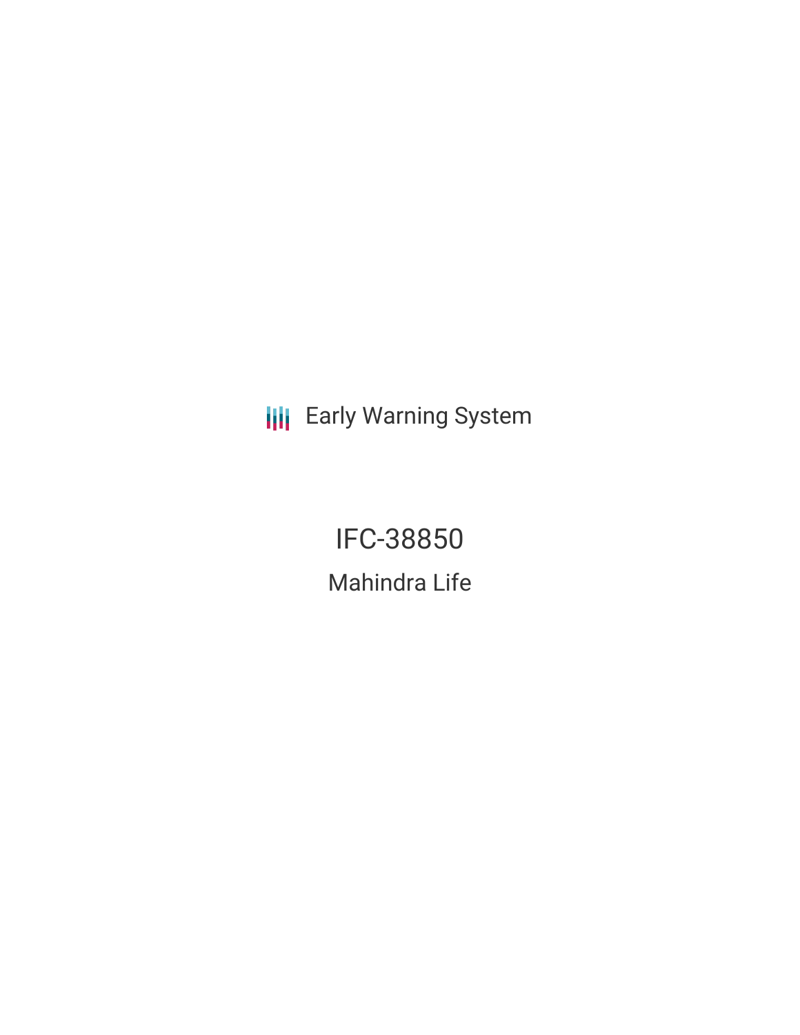Early Warning System

# IFC-38850

## Mahindra Life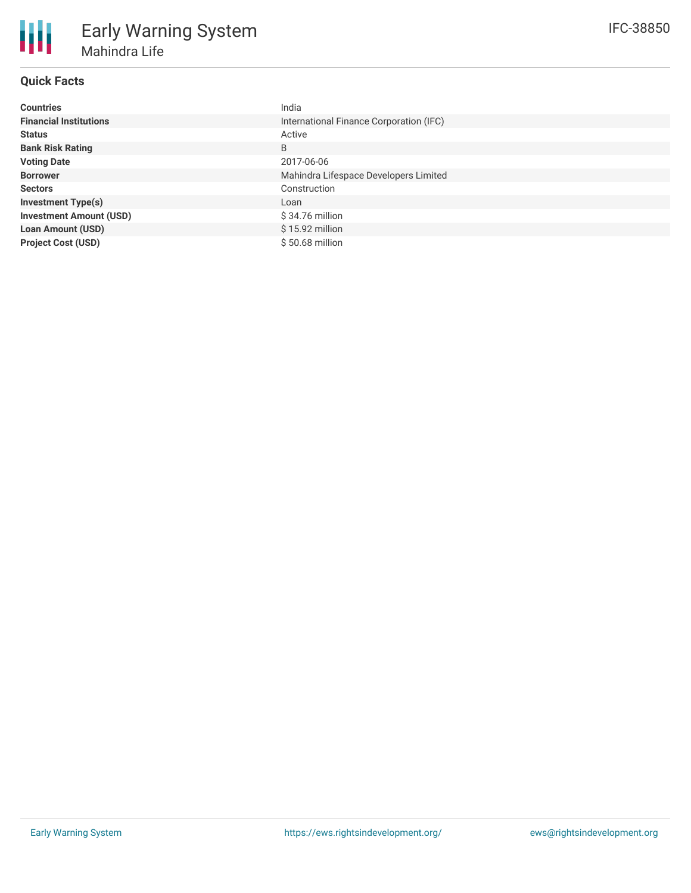# Early Warning System

## Mahindra Life

IFC-38850

### Quick Facts

| | |
|---|---|
| **Countries** | India |
| **Financial Institutions** | International Finance Corporation (IFC) |
| **Status** | Active |
| **Bank Risk Rating** | B |
| **Voting Date** | 2017-06-06 |
| **Borrower** | Mahindra Lifespace Developers Limited |
| **Sectors** | Construction |
| **Investment Type(s)** | Loan |
| **Investment Amount (USD)** | $ 34.76 million |
| **Loan Amount (USD)** | $ 15.92 million |
| **Project Cost (USD)** | $ 50.68 million |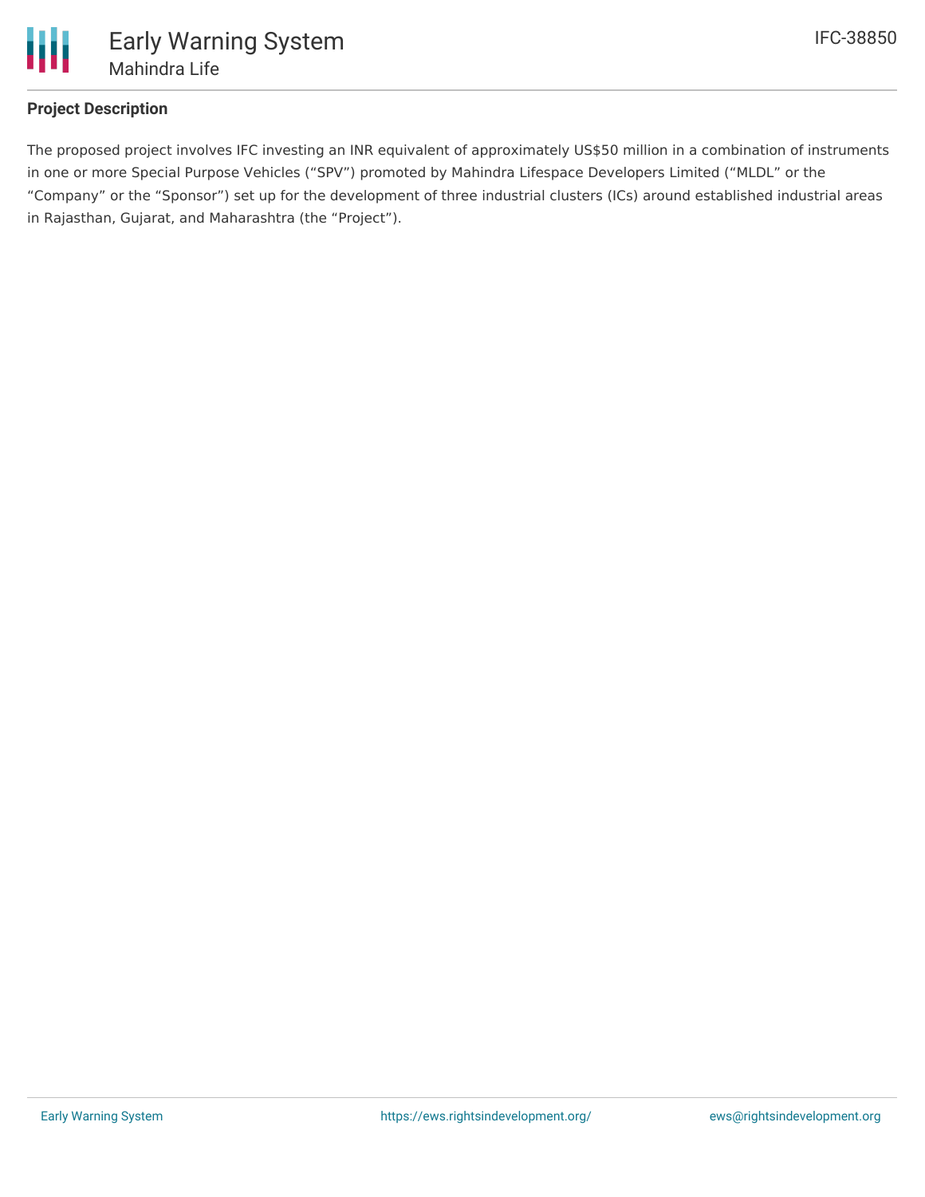## Project Description

The proposed project involves IFC investing an INR equivalent of approximately US$50 million in a combination of instruments in one or more Special Purpose Vehicles ("SPV") promoted by Mahindra Lifespace Developers Limited ("MLDL" or the "Company" or the "Sponsor") set up for the development of three industrial clusters (ICs) around established industrial areas in Rajasthan, Gujarat, and Maharashtra (the "Project").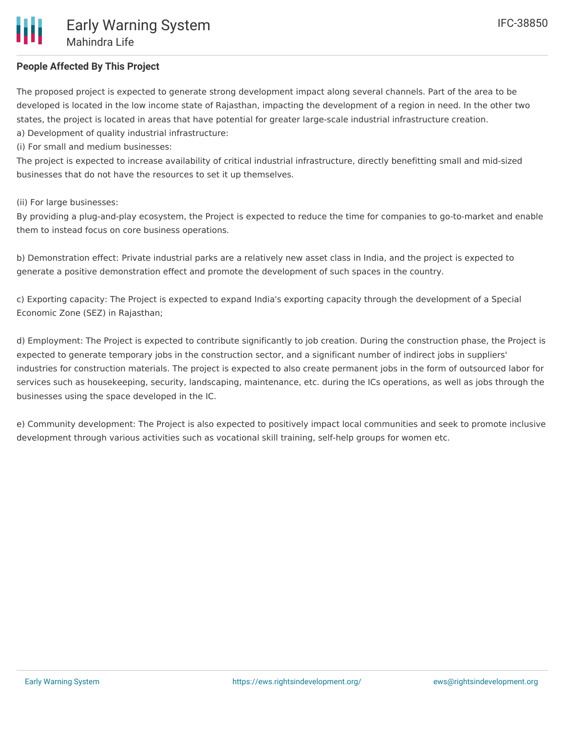**People Affected By This Project**

The proposed project is expected to generate strong development impact along several channels. Part of the area to be developed is located in the low income state of Rajasthan, impacting the development of a region in need. In the other two states, the project is located in areas that have potential for greater large-scale industrial infrastructure creation.

a) Development of quality industrial infrastructure:

(i) For small and medium businesses:

The project is expected to increase availability of critical industrial infrastructure, directly benefitting small and mid-sized businesses that do not have the resources to set it up themselves.

(ii) For large businesses:

By providing a plug-and-play ecosystem, the Project is expected to reduce the time for companies to go-to-market and enable them to instead focus on core business operations.

b) Demonstration effect: Private industrial parks are a relatively new asset class in India, and the project is expected to generate a positive demonstration effect and promote the development of such spaces in the country.

c) Exporting capacity: The Project is expected to expand India's exporting capacity through the development of a Special Economic Zone (SEZ) in Rajasthan;

d) Employment: The Project is expected to contribute significantly to job creation. During the construction phase, the Project is expected to generate temporary jobs in the construction sector, and a significant number of indirect jobs in suppliers' industries for construction materials. The project is expected to also create permanent jobs in the form of outsourced labor for services such as housekeeping, security, landscaping, maintenance, etc. during the ICs operations, as well as jobs through the businesses using the space developed in the IC.

e) Community development: The Project is also expected to positively impact local communities and seek to promote inclusive development through various activities such as vocational skill training, self-help groups for women etc.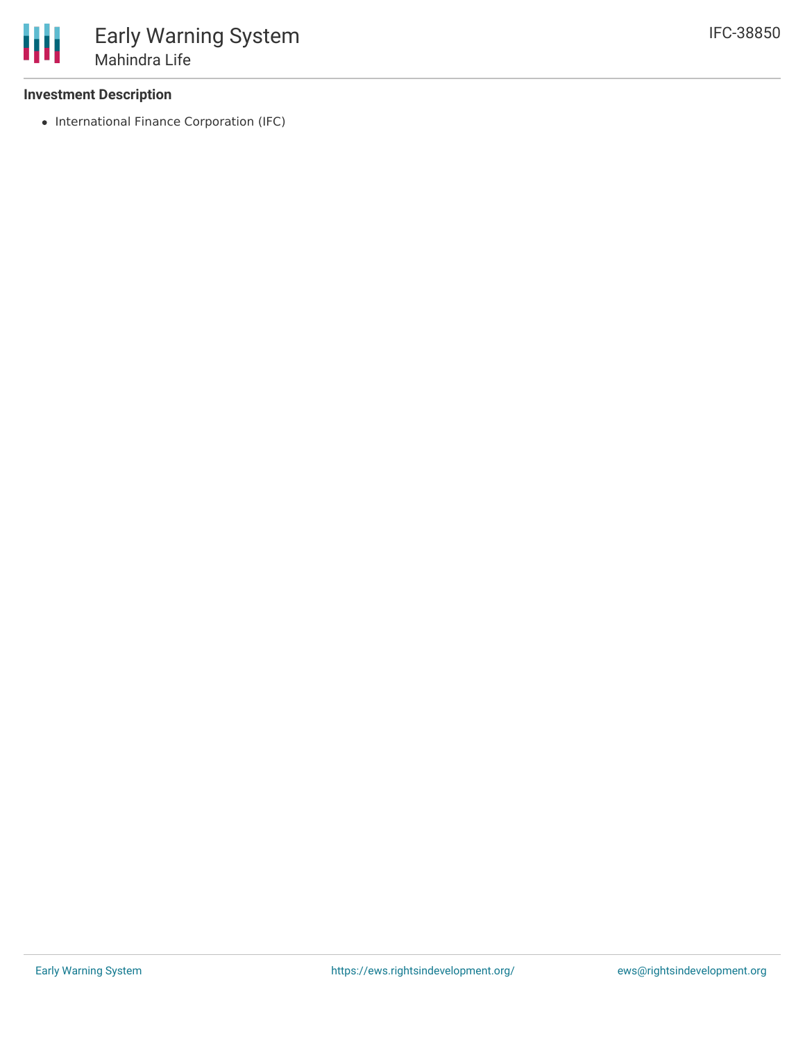**Investment Description**

- International Finance Corporation (IFC)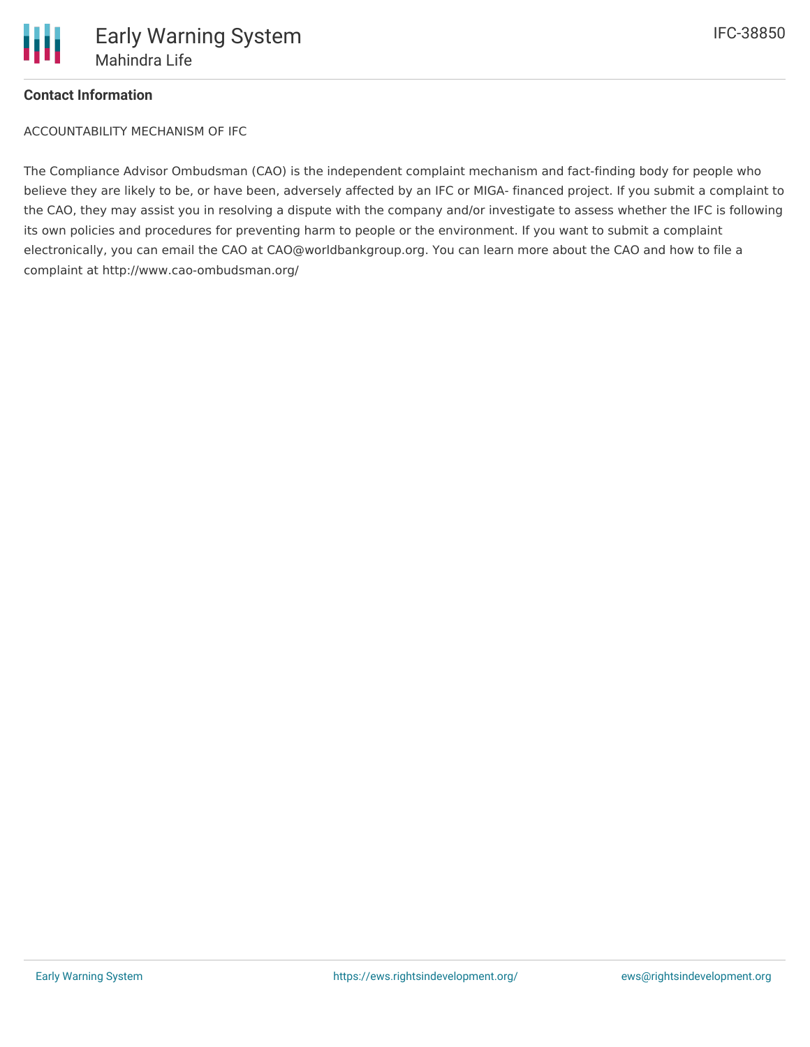**Contact Information**

ACCOUNTABILITY MECHANISM OF IFC

The Compliance Advisor Ombudsman (CAO) is the independent complaint mechanism and fact-finding body for people who believe they are likely to be, or have been, adversely affected by an IFC or MIGA- financed project. If you submit a complaint to the CAO, they may assist you in resolving a dispute with the company and/or investigate to assess whether the IFC is following its own policies and procedures for preventing harm to people or the environment. If you want to submit a complaint electronically, you can email the CAO at CAO@worldbankgroup.org. You can learn more about the CAO and how to file a complaint at http://www.cao-ombudsman.org/